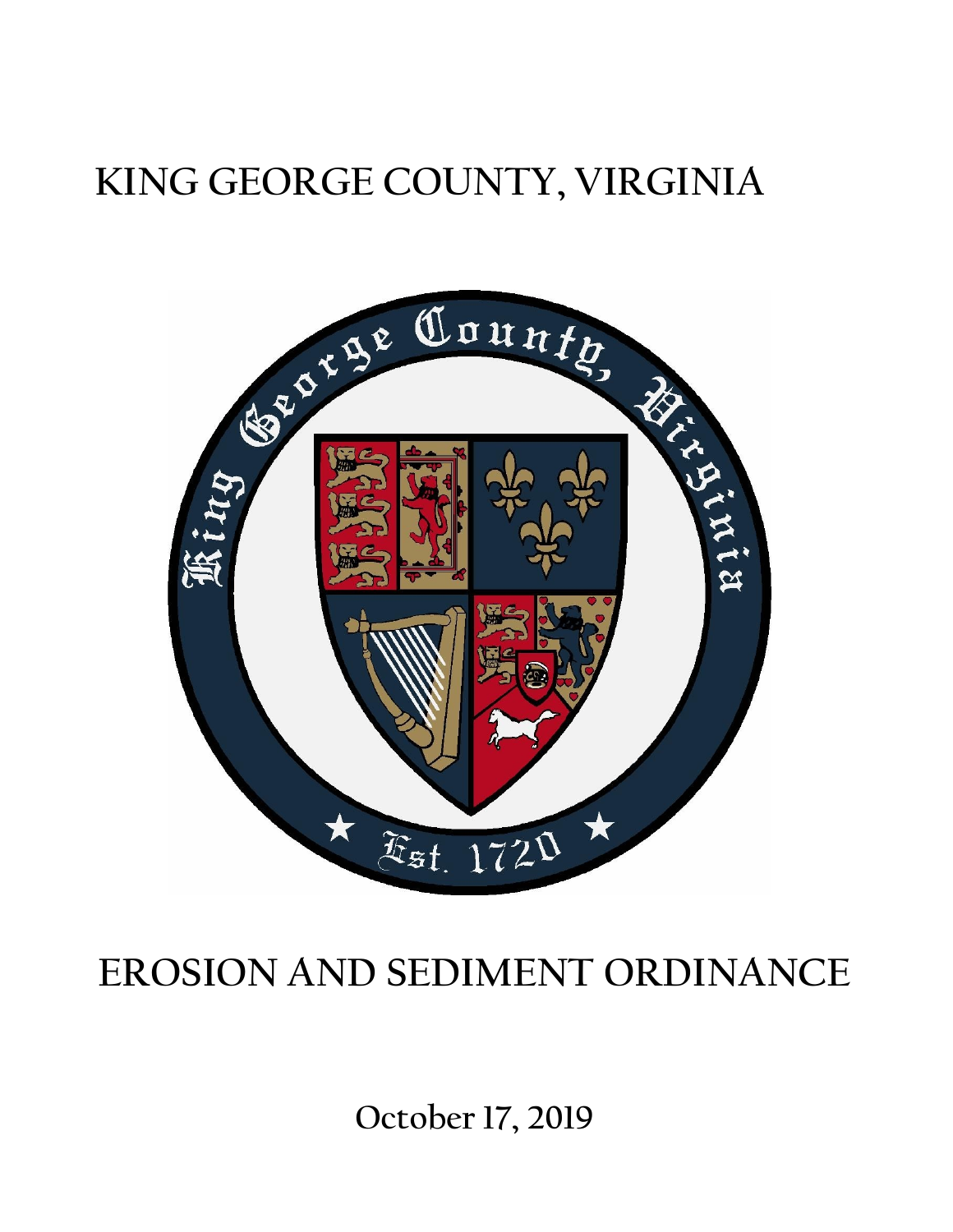# KING GEORGE COUNTY, VIRGINIA

# EROSION AND SEDIMENT ORDINANCE

**October 17, 2019**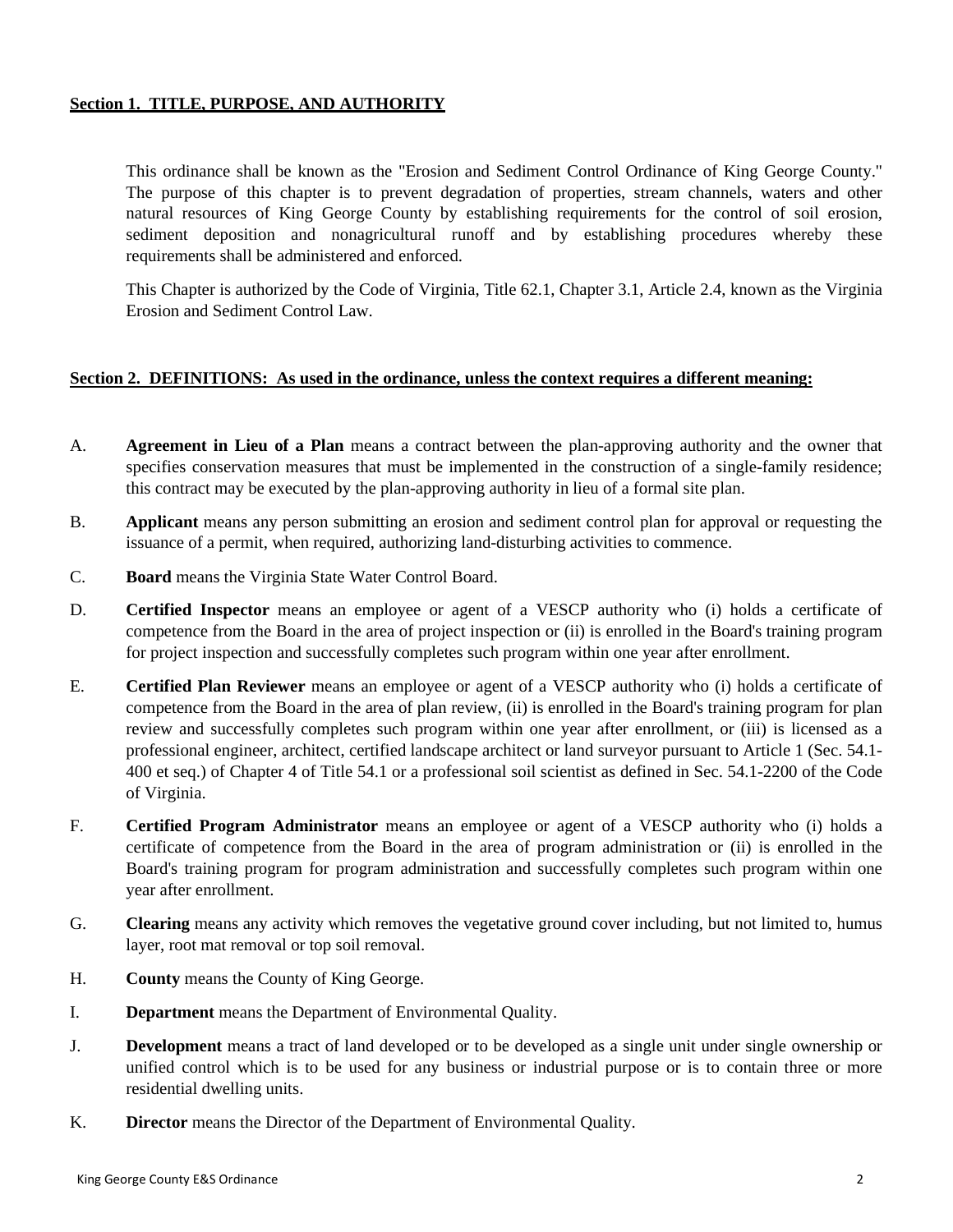**Section 1. TITLE, PURPOSE, AND AUTHORITY**

This ordinance shall be known as the "Erosion and Sediment Control Ordinance of King George County." The purpose of this chapter is to prevent degradation of properties, stream channels, waters and other natural resources of King George County by establishing requirements for the control of soil erosion, sediment deposition and nonagricultural runoff and by establishing procedures whereby these requirements shall be administered and enforced.

This Chapter is authorized by the Code of Virginia, Title 62.1, Chapter 3.1, Article 2.4, known as the Virginia Erosion and Sediment Control Law.

**Section 2. DEFINITIONS: As used in the ordinance, unless the context requires a different meaning:**

A. **Agreement in Lieu of a Plan** means a contract between the plan-approving authority and the owner that specifies conservation measures that must be implemented in the construction of a single-family residence; this contract may be executed by the plan-approving authority in lieu of a formal site plan.

B. **Applicant** means any person submitting an erosion and sediment control plan for approval or requesting the issuance of a permit, when required, authorizing land-disturbing activities to commence.

C. **Board** means the Virginia State Water Control Board.

D. **Certified Inspector** means an employee or agent of a VESCP authority who (i) holds a certificate of competence from the Board in the area of project inspection or (ii) is enrolled in the Board's training program for project inspection and successfully completes such program within one year after enrollment.

E. **Certified Plan Reviewer** means an employee or agent of a VESCP authority who (i) holds a certificate of competence from the Board in the area of plan review, (ii) is enrolled in the Board's training program for plan review and successfully completes such program within one year after enrollment, or (iii) is licensed as a professional engineer, architect, certified landscape architect or land surveyor pursuant to Article 1 (Sec. 54.1-400 et seq.) of Chapter 4 of Title 54.1 or a professional soil scientist as defined in Sec. 54.1-2200 of the Code of Virginia.

F. **Certified Program Administrator** means an employee or agent of a VESCP authority who (i) holds a certificate of competence from the Board in the area of program administration or (ii) is enrolled in the Board's training program for program administration and successfully completes such program within one year after enrollment.

G. **Clearing** means any activity which removes the vegetative ground cover including, but not limited to, humus layer, root mat removal or top soil removal.

H. **County** means the County of King George.

I. **Department** means the Department of Environmental Quality.

J. **Development** means a tract of land developed or to be developed as a single unit under single ownership or unified control which is to be used for any business or industrial purpose or is to contain three or more residential dwelling units.

K. **Director** means the Director of the Department of Environmental Quality.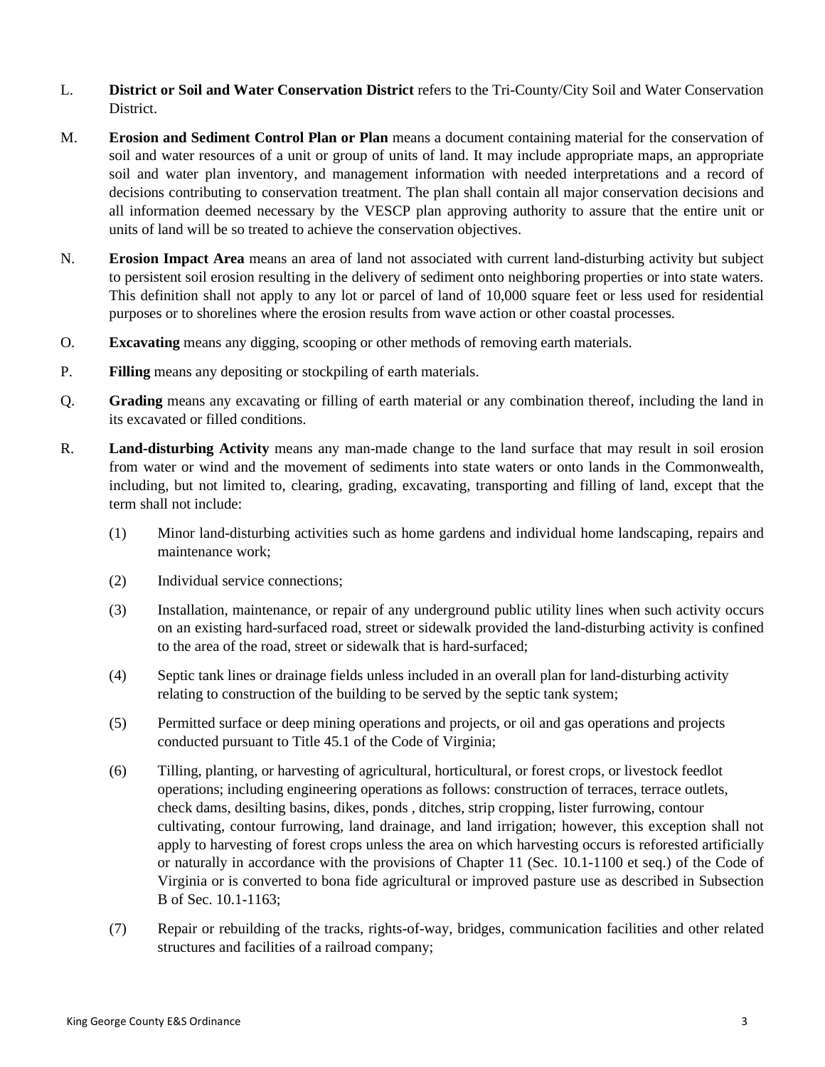L. **District or Soil and Water Conservation District** refers to the Tri-County/City Soil and Water Conservation District.

M. **Erosion and Sediment Control Plan or Plan** means a document containing material for the conservation of soil and water resources of a unit or group of units of land. It may include appropriate maps, an appropriate soil and water plan inventory, and management information with needed interpretations and a record of decisions contributing to conservation treatment. The plan shall contain all major conservation decisions and all information deemed necessary by the VESCP plan approving authority to assure that the entire unit or units of land will be so treated to achieve the conservation objectives.

N. **Erosion Impact Area** means an area of land not associated with current land-disturbing activity but subject to persistent soil erosion resulting in the delivery of sediment onto neighboring properties or into state waters. This definition shall not apply to any lot or parcel of land of 10,000 square feet or less used for residential purposes or to shorelines where the erosion results from wave action or other coastal processes.

O. **Excavating** means any digging, scooping or other methods of removing earth materials.

P. **Filling** means any depositing or stockpiling of earth materials.

Q. **Grading** means any excavating or filling of earth material or any combination thereof, including the land in its excavated or filled conditions.

R. **Land-disturbing Activity** means any man-made change to the land surface that may result in soil erosion from water or wind and the movement of sediments into state waters or onto lands in the Commonwealth, including, but not limited to, clearing, grading, excavating, transporting and filling of land, except that the term shall not include:

(1) Minor land-disturbing activities such as home gardens and individual home landscaping, repairs and maintenance work;

(2) Individual service connections;

(3) Installation, maintenance, or repair of any underground public utility lines when such activity occurs on an existing hard-surfaced road, street or sidewalk provided the land-disturbing activity is confined to the area of the road, street or sidewalk that is hard-surfaced;

(4) Septic tank lines or drainage fields unless included in an overall plan for land-disturbing activity relating to construction of the building to be served by the septic tank system;

(5) Permitted surface or deep mining operations and projects, or oil and gas operations and projects conducted pursuant to Title 45.1 of the Code of Virginia;

(6) Tilling, planting, or harvesting of agricultural, horticultural, or forest crops, or livestock feedlot operations; including engineering operations as follows: construction of terraces, terrace outlets, check dams, desilting basins, dikes, ponds , ditches, strip cropping, lister furrowing, contour cultivating, contour furrowing, land drainage, and land irrigation; however, this exception shall not apply to harvesting of forest crops unless the area on which harvesting occurs is reforested artificially or naturally in accordance with the provisions of Chapter 11 (Sec. 10.1-1100 et seq.) of the Code of Virginia or is converted to bona fide agricultural or improved pasture use as described in Subsection B of Sec. 10.1-1163;

(7) Repair or rebuilding of the tracks, rights-of-way, bridges, communication facilities and other related structures and facilities of a railroad company;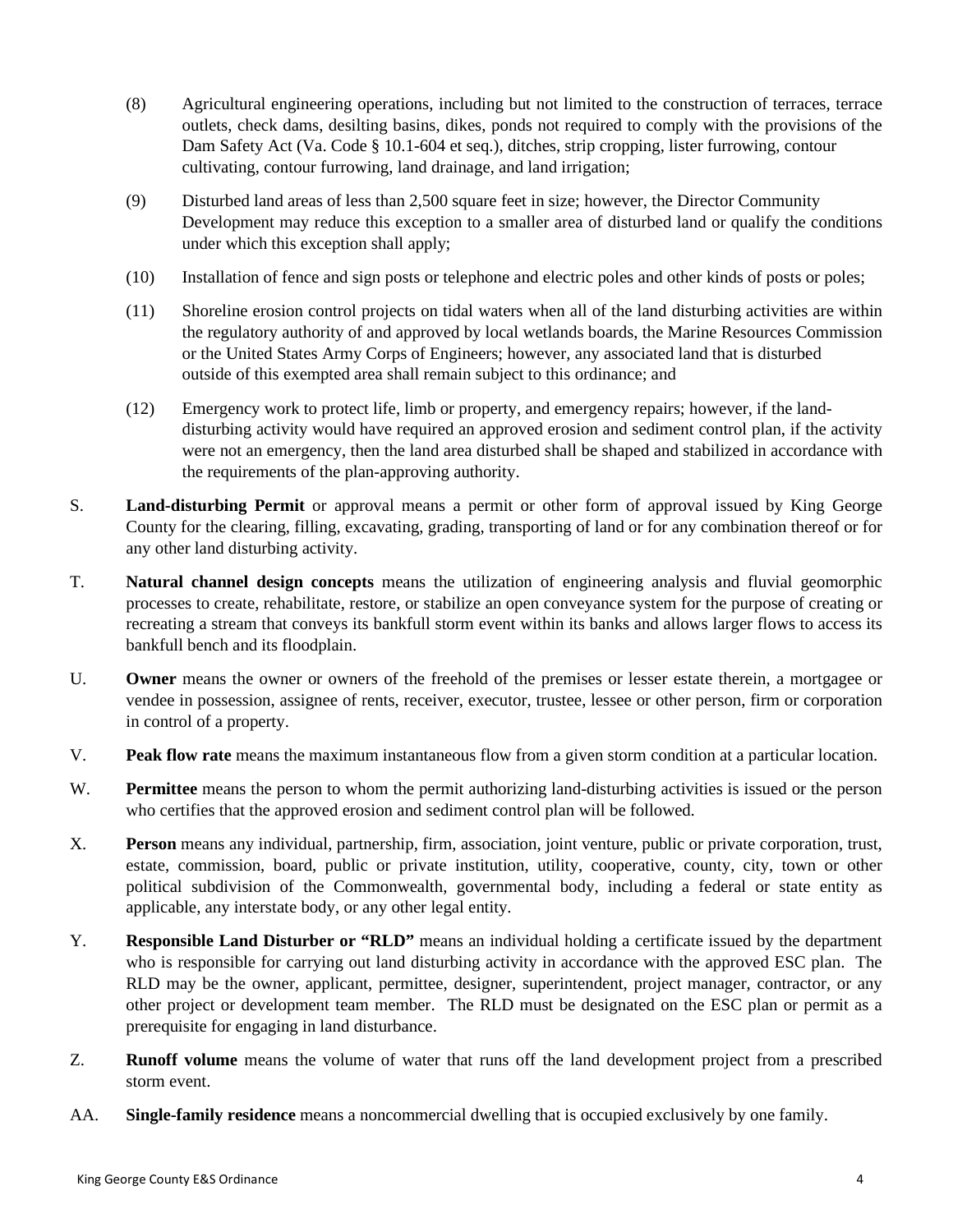(8) Agricultural engineering operations, including but not limited to the construction of terraces, terrace outlets, check dams, desilting basins, dikes, ponds not required to comply with the provisions of the Dam Safety Act (Va. Code § 10.1-604 et seq.), ditches, strip cropping, lister furrowing, contour cultivating, contour furrowing, land drainage, and land irrigation;

(9) Disturbed land areas of less than 2,500 square feet in size; however, the Director Community Development may reduce this exception to a smaller area of disturbed land or qualify the conditions under which this exception shall apply;

(10) Installation of fence and sign posts or telephone and electric poles and other kinds of posts or poles;

(11) Shoreline erosion control projects on tidal waters when all of the land disturbing activities are within the regulatory authority of and approved by local wetlands boards, the Marine Resources Commission or the United States Army Corps of Engineers; however, any associated land that is disturbed outside of this exempted area shall remain subject to this ordinance; and

(12) Emergency work to protect life, limb or property, and emergency repairs; however, if the land-disturbing activity would have required an approved erosion and sediment control plan, if the activity were not an emergency, then the land area disturbed shall be shaped and stabilized in accordance with the requirements of the plan-approving authority.

S. **Land-disturbing Permit** or approval means a permit or other form of approval issued by King George County for the clearing, filling, excavating, grading, transporting of land or for any combination thereof or for any other land disturbing activity.

T. **Natural channel design concepts** means the utilization of engineering analysis and fluvial geomorphic processes to create, rehabilitate, restore, or stabilize an open conveyance system for the purpose of creating or recreating a stream that conveys its bankfull storm event within its banks and allows larger flows to access its bankfull bench and its floodplain.

U. **Owner** means the owner or owners of the freehold of the premises or lesser estate therein, a mortgagee or vendee in possession, assignee of rents, receiver, executor, trustee, lessee or other person, firm or corporation in control of a property.

V. **Peak flow rate** means the maximum instantaneous flow from a given storm condition at a particular location.

W. **Permittee** means the person to whom the permit authorizing land-disturbing activities is issued or the person who certifies that the approved erosion and sediment control plan will be followed.

X. **Person** means any individual, partnership, firm, association, joint venture, public or private corporation, trust, estate, commission, board, public or private institution, utility, cooperative, county, city, town or other political subdivision of the Commonwealth, governmental body, including a federal or state entity as applicable, any interstate body, or any other legal entity.

Y. **Responsible Land Disturber or "RLD"** means an individual holding a certificate issued by the department who is responsible for carrying out land disturbing activity in accordance with the approved ESC plan. The RLD may be the owner, applicant, permittee, designer, superintendent, project manager, contractor, or any other project or development team member. The RLD must be designated on the ESC plan or permit as a prerequisite for engaging in land disturbance.

Z. **Runoff volume** means the volume of water that runs off the land development project from a prescribed storm event.

AA. **Single-family residence** means a noncommercial dwelling that is occupied exclusively by one family.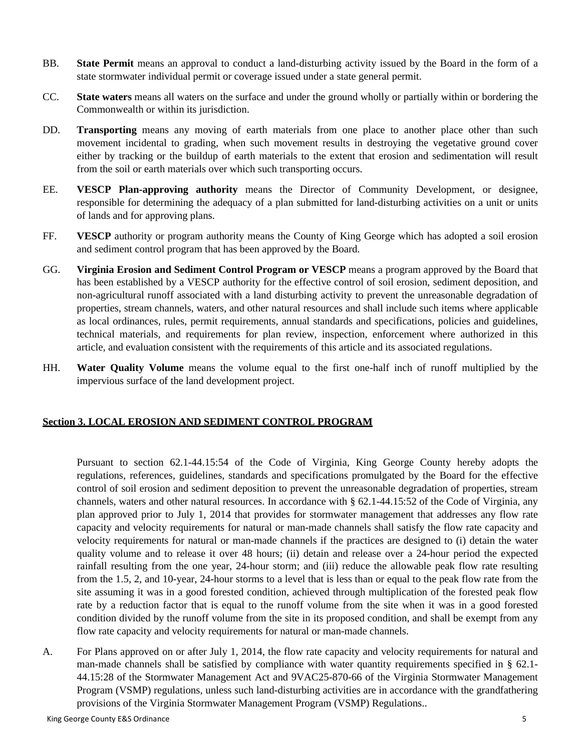BB. **State Permit** means an approval to conduct a land-disturbing activity issued by the Board in the form of a state stormwater individual permit or coverage issued under a state general permit.

CC. **State waters** means all waters on the surface and under the ground wholly or partially within or bordering the Commonwealth or within its jurisdiction.

DD. **Transporting** means any moving of earth materials from one place to another place other than such movement incidental to grading, when such movement results in destroying the vegetative ground cover either by tracking or the buildup of earth materials to the extent that erosion and sedimentation will result from the soil or earth materials over which such transporting occurs.

EE. **VESCP Plan-approving authority** means the Director of Community Development, or designee, responsible for determining the adequacy of a plan submitted for land-disturbing activities on a unit or units of lands and for approving plans.

FF. **VESCP** authority or program authority means the County of King George which has adopted a soil erosion and sediment control program that has been approved by the Board.

GG. **Virginia Erosion and Sediment Control Program or VESCP** means a program approved by the Board that has been established by a VESCP authority for the effective control of soil erosion, sediment deposition, and non-agricultural runoff associated with a land disturbing activity to prevent the unreasonable degradation of properties, stream channels, waters, and other natural resources and shall include such items where applicable as local ordinances, rules, permit requirements, annual standards and specifications, policies and guidelines, technical materials, and requirements for plan review, inspection, enforcement where authorized in this article, and evaluation consistent with the requirements of this article and its associated regulations.

HH. **Water Quality Volume** means the volume equal to the first one-half inch of runoff multiplied by the impervious surface of the land development project.

## Section 3. LOCAL EROSION AND SEDIMENT CONTROL PROGRAM

Pursuant to section 62.1-44.15:54 of the Code of Virginia, King George County hereby adopts the regulations, references, guidelines, standards and specifications promulgated by the Board for the effective control of soil erosion and sediment deposition to prevent the unreasonable degradation of properties, stream channels, waters and other natural resources. In accordance with § 62.1-44.15:52 of the Code of Virginia, any plan approved prior to July 1, 2014 that provides for stormwater management that addresses any flow rate capacity and velocity requirements for natural or man-made channels shall satisfy the flow rate capacity and velocity requirements for natural or man-made channels if the practices are designed to (i) detain the water quality volume and to release it over 48 hours; (ii) detain and release over a 24-hour period the expected rainfall resulting from the one year, 24-hour storm; and (iii) reduce the allowable peak flow rate resulting from the 1.5, 2, and 10-year, 24-hour storms to a level that is less than or equal to the peak flow rate from the site assuming it was in a good forested condition, achieved through multiplication of the forested peak flow rate by a reduction factor that is equal to the runoff volume from the site when it was in a good forested condition divided by the runoff volume from the site in its proposed condition, and shall be exempt from any flow rate capacity and velocity requirements for natural or man-made channels.

A. For Plans approved on or after July 1, 2014, the flow rate capacity and velocity requirements for natural and man-made channels shall be satisfied by compliance with water quantity requirements specified in § 62.1-44.15:28 of the Stormwater Management Act and 9VAC25-870-66 of the Virginia Stormwater Management Program (VSMP) regulations, unless such land-disturbing activities are in accordance with the grandfathering provisions of the Virginia Stormwater Management Program (VSMP) Regulations..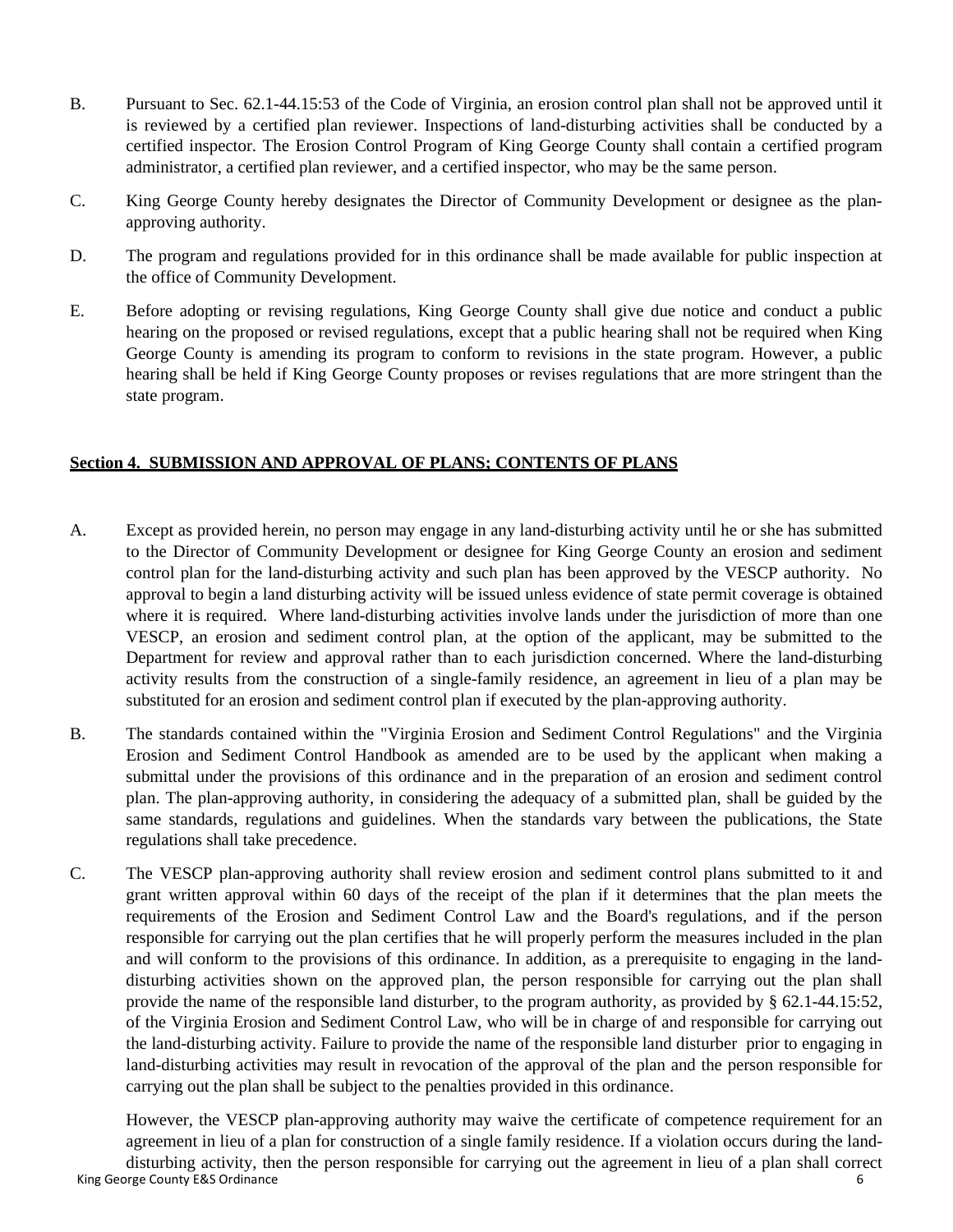B. Pursuant to Sec. 62.1-44.15:53 of the Code of Virginia, an erosion control plan shall not be approved until it is reviewed by a certified plan reviewer. Inspections of land-disturbing activities shall be conducted by a certified inspector. The Erosion Control Program of King George County shall contain a certified program administrator, a certified plan reviewer, and a certified inspector, who may be the same person.

C. King George County hereby designates the Director of Community Development or designee as the plan-approving authority.

D. The program and regulations provided for in this ordinance shall be made available for public inspection at the office of Community Development.

E. Before adopting or revising regulations, King George County shall give due notice and conduct a public hearing on the proposed or revised regulations, except that a public hearing shall not be required when King George County is amending its program to conform to revisions in the state program. However, a public hearing shall be held if King George County proposes or revises regulations that are more stringent than the state program.

**Section 4. SUBMISSION AND APPROVAL OF PLANS; CONTENTS OF PLANS**

A. Except as provided herein, no person may engage in any land-disturbing activity until he or she has submitted to the Director of Community Development or designee for King George County an erosion and sediment control plan for the land-disturbing activity and such plan has been approved by the VESCP authority. No approval to begin a land disturbing activity will be issued unless evidence of state permit coverage is obtained where it is required. Where land-disturbing activities involve lands under the jurisdiction of more than one VESCP, an erosion and sediment control plan, at the option of the applicant, may be submitted to the Department for review and approval rather than to each jurisdiction concerned. Where the land-disturbing activity results from the construction of a single-family residence, an agreement in lieu of a plan may be substituted for an erosion and sediment control plan if executed by the plan-approving authority.

B. The standards contained within the "Virginia Erosion and Sediment Control Regulations" and the Virginia Erosion and Sediment Control Handbook as amended are to be used by the applicant when making a submittal under the provisions of this ordinance and in the preparation of an erosion and sediment control plan. The plan-approving authority, in considering the adequacy of a submitted plan, shall be guided by the same standards, regulations and guidelines. When the standards vary between the publications, the State regulations shall take precedence.

C. The VESCP plan-approving authority shall review erosion and sediment control plans submitted to it and grant written approval within 60 days of the receipt of the plan if it determines that the plan meets the requirements of the Erosion and Sediment Control Law and the Board's regulations, and if the person responsible for carrying out the plan certifies that he will properly perform the measures included in the plan and will conform to the provisions of this ordinance. In addition, as a prerequisite to engaging in the land-disturbing activities shown on the approved plan, the person responsible for carrying out the plan shall provide the name of the responsible land disturber, to the program authority, as provided by § 62.1-44.15:52, of the Virginia Erosion and Sediment Control Law, who will be in charge of and responsible for carrying out the land-disturbing activity. Failure to provide the name of the responsible land disturber prior to engaging in land-disturbing activities may result in revocation of the approval of the plan and the person responsible for carrying out the plan shall be subject to the penalties provided in this ordinance.

However, the VESCP plan-approving authority may waive the certificate of competence requirement for an agreement in lieu of a plan for construction of a single family residence. If a violation occurs during the land-disturbing activity, then the person responsible for carrying out the agreement in lieu of a plan shall correct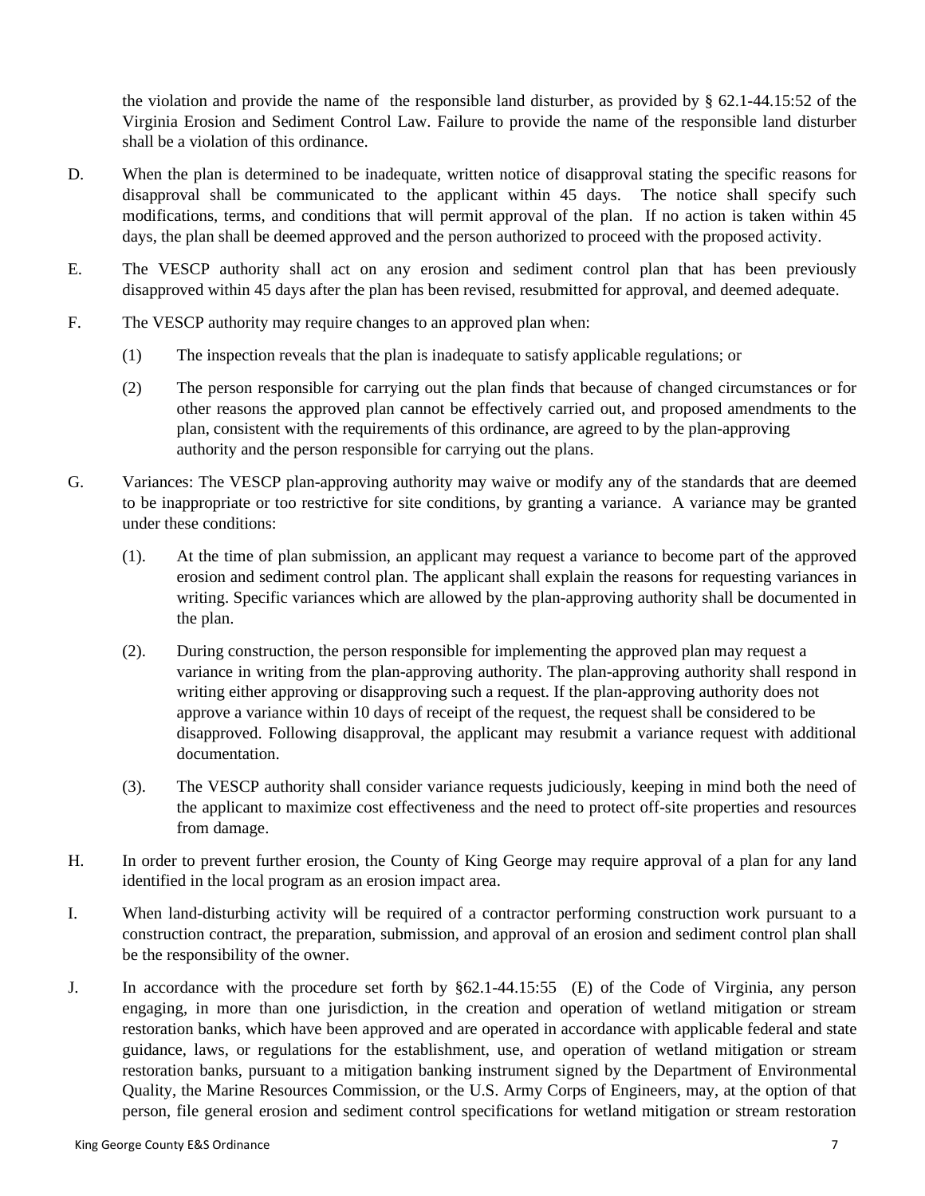the violation and provide the name of the responsible land disturber, as provided by § 62.1-44.15:52 of the Virginia Erosion and Sediment Control Law. Failure to provide the name of the responsible land disturber shall be a violation of this ordinance.

D. When the plan is determined to be inadequate, written notice of disapproval stating the specific reasons for disapproval shall be communicated to the applicant within 45 days. The notice shall specify such modifications, terms, and conditions that will permit approval of the plan. If no action is taken within 45 days, the plan shall be deemed approved and the person authorized to proceed with the proposed activity.

E. The VESCP authority shall act on any erosion and sediment control plan that has been previously disapproved within 45 days after the plan has been revised, resubmitted for approval, and deemed adequate.

F. The VESCP authority may require changes to an approved plan when:

(1) The inspection reveals that the plan is inadequate to satisfy applicable regulations; or

(2) The person responsible for carrying out the plan finds that because of changed circumstances or for other reasons the approved plan cannot be effectively carried out, and proposed amendments to the plan, consistent with the requirements of this ordinance, are agreed to by the plan-approving authority and the person responsible for carrying out the plans.

G. Variances: The VESCP plan-approving authority may waive or modify any of the standards that are deemed to be inappropriate or too restrictive for site conditions, by granting a variance. A variance may be granted under these conditions:

(1). At the time of plan submission, an applicant may request a variance to become part of the approved erosion and sediment control plan. The applicant shall explain the reasons for requesting variances in writing. Specific variances which are allowed by the plan-approving authority shall be documented in the plan.

(2). During construction, the person responsible for implementing the approved plan may request a variance in writing from the plan-approving authority. The plan-approving authority shall respond in writing either approving or disapproving such a request. If the plan-approving authority does not approve a variance within 10 days of receipt of the request, the request shall be considered to be disapproved. Following disapproval, the applicant may resubmit a variance request with additional documentation.

(3). The VESCP authority shall consider variance requests judiciously, keeping in mind both the need of the applicant to maximize cost effectiveness and the need to protect off-site properties and resources from damage.

H. In order to prevent further erosion, the County of King George may require approval of a plan for any land identified in the local program as an erosion impact area.

I. When land-disturbing activity will be required of a contractor performing construction work pursuant to a construction contract, the preparation, submission, and approval of an erosion and sediment control plan shall be the responsibility of the owner.

J. In accordance with the procedure set forth by §62.1-44.15:55 (E) of the Code of Virginia, any person engaging, in more than one jurisdiction, in the creation and operation of wetland mitigation or stream restoration banks, which have been approved and are operated in accordance with applicable federal and state guidance, laws, or regulations for the establishment, use, and operation of wetland mitigation or stream restoration banks, pursuant to a mitigation banking instrument signed by the Department of Environmental Quality, the Marine Resources Commission, or the U.S. Army Corps of Engineers, may, at the option of that person, file general erosion and sediment control specifications for wetland mitigation or stream restoration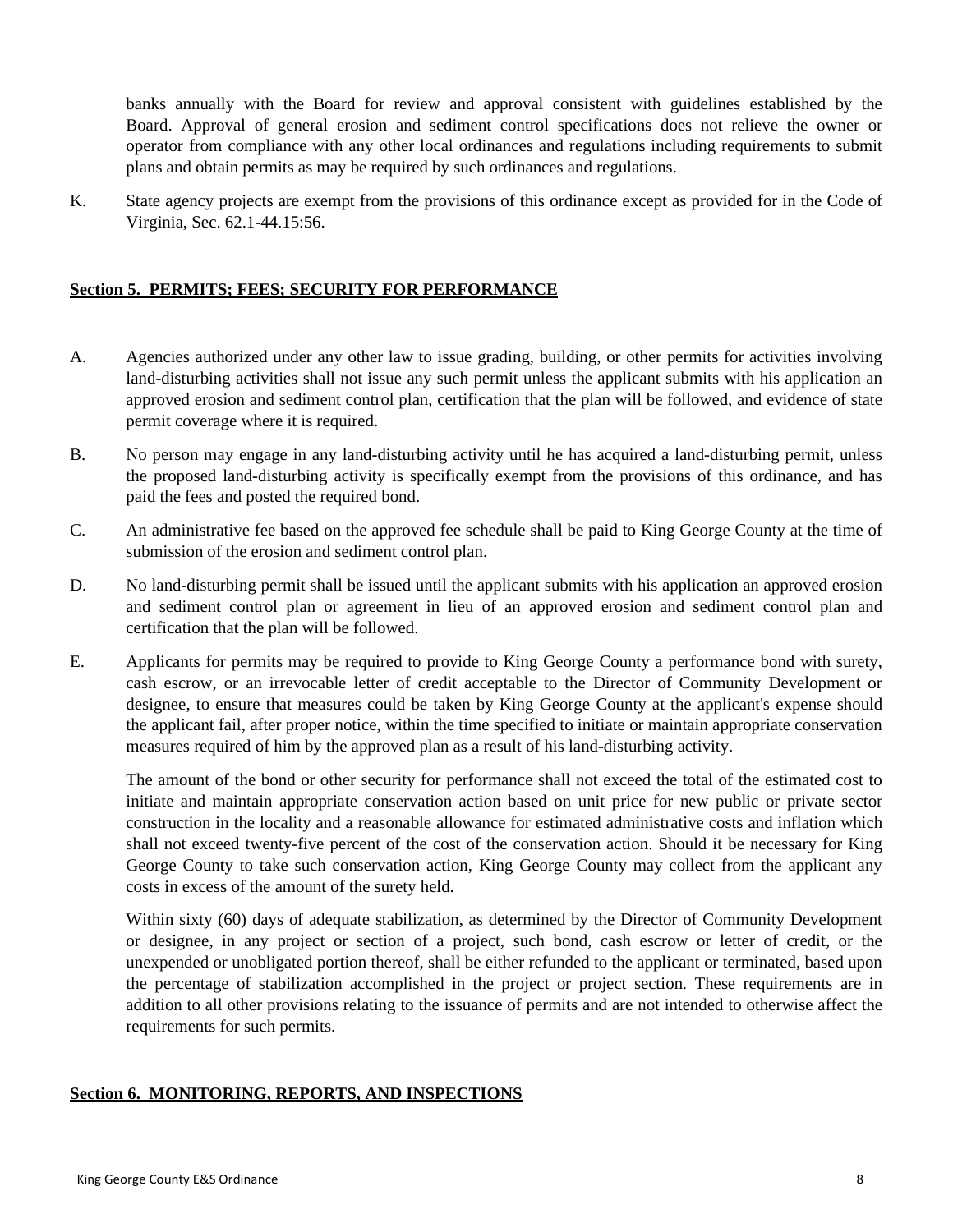banks annually with the Board for review and approval consistent with guidelines established by the Board. Approval of general erosion and sediment control specifications does not relieve the owner or operator from compliance with any other local ordinances and regulations including requirements to submit plans and obtain permits as may be required by such ordinances and regulations.

K. State agency projects are exempt from the provisions of this ordinance except as provided for in the Code of Virginia, Sec. 62.1-44.15:56.

## Section 5. PERMITS; FEES; SECURITY FOR PERFORMANCE

A. Agencies authorized under any other law to issue grading, building, or other permits for activities involving land-disturbing activities shall not issue any such permit unless the applicant submits with his application an approved erosion and sediment control plan, certification that the plan will be followed, and evidence of state permit coverage where it is required.

B. No person may engage in any land-disturbing activity until he has acquired a land-disturbing permit, unless the proposed land-disturbing activity is specifically exempt from the provisions of this ordinance, and has paid the fees and posted the required bond.

C. An administrative fee based on the approved fee schedule shall be paid to King George County at the time of submission of the erosion and sediment control plan.

D. No land-disturbing permit shall be issued until the applicant submits with his application an approved erosion and sediment control plan or agreement in lieu of an approved erosion and sediment control plan and certification that the plan will be followed.

E. Applicants for permits may be required to provide to King George County a performance bond with surety, cash escrow, or an irrevocable letter of credit acceptable to the Director of Community Development or designee, to ensure that measures could be taken by King George County at the applicant's expense should the applicant fail, after proper notice, within the time specified to initiate or maintain appropriate conservation measures required of him by the approved plan as a result of his land-disturbing activity.

The amount of the bond or other security for performance shall not exceed the total of the estimated cost to initiate and maintain appropriate conservation action based on unit price for new public or private sector construction in the locality and a reasonable allowance for estimated administrative costs and inflation which shall not exceed twenty-five percent of the cost of the conservation action. Should it be necessary for King George County to take such conservation action, King George County may collect from the applicant any costs in excess of the amount of the surety held.

Within sixty (60) days of adequate stabilization, as determined by the Director of Community Development or designee, in any project or section of a project, such bond, cash escrow or letter of credit, or the unexpended or unobligated portion thereof, shall be either refunded to the applicant or terminated, based upon the percentage of stabilization accomplished in the project or project section. These requirements are in addition to all other provisions relating to the issuance of permits and are not intended to otherwise affect the requirements for such permits.

## Section 6. MONITORING, REPORTS, AND INSPECTIONS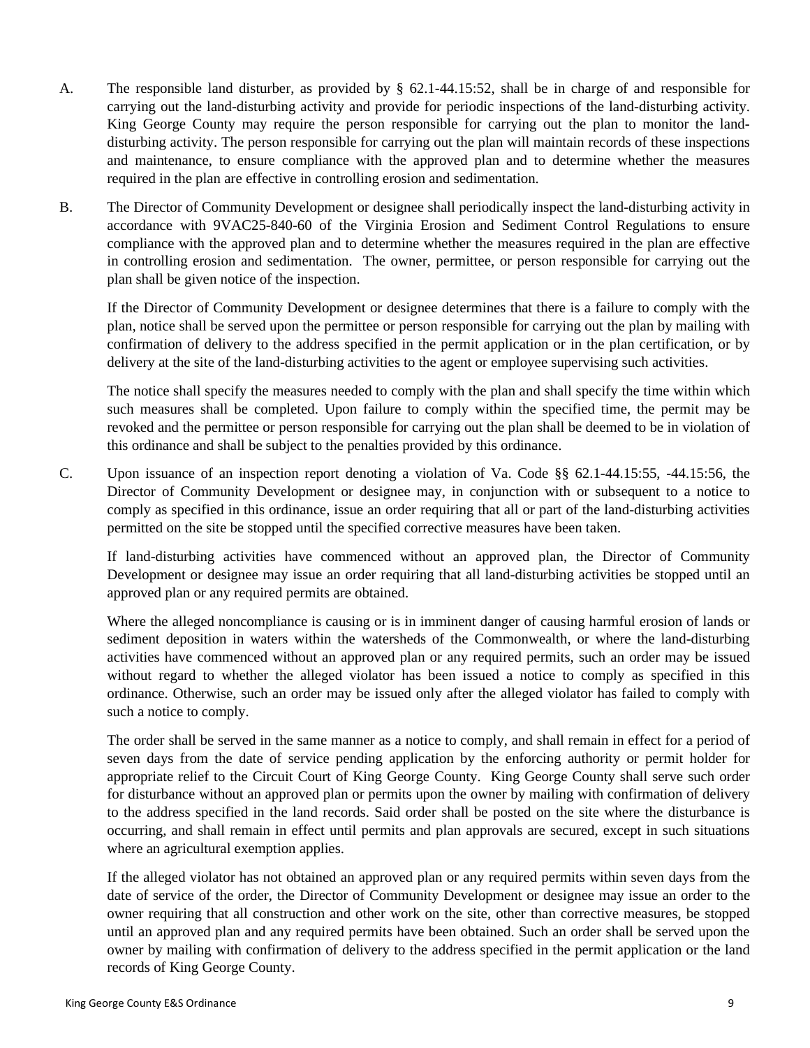A. The responsible land disturber, as provided by § 62.1-44.15:52, shall be in charge of and responsible for carrying out the land-disturbing activity and provide for periodic inspections of the land-disturbing activity. King George County may require the person responsible for carrying out the plan to monitor the land-disturbing activity. The person responsible for carrying out the plan will maintain records of these inspections and maintenance, to ensure compliance with the approved plan and to determine whether the measures required in the plan are effective in controlling erosion and sedimentation.

B. The Director of Community Development or designee shall periodically inspect the land-disturbing activity in accordance with 9VAC25-840-60 of the Virginia Erosion and Sediment Control Regulations to ensure compliance with the approved plan and to determine whether the measures required in the plan are effective in controlling erosion and sedimentation. The owner, permittee, or person responsible for carrying out the plan shall be given notice of the inspection.

   If the Director of Community Development or designee determines that there is a failure to comply with the plan, notice shall be served upon the permittee or person responsible for carrying out the plan by mailing with confirmation of delivery to the address specified in the permit application or in the plan certification, or by delivery at the site of the land-disturbing activities to the agent or employee supervising such activities.

   The notice shall specify the measures needed to comply with the plan and shall specify the time within which such measures shall be completed. Upon failure to comply within the specified time, the permit may be revoked and the permittee or person responsible for carrying out the plan shall be deemed to be in violation of this ordinance and shall be subject to the penalties provided by this ordinance.

C. Upon issuance of an inspection report denoting a violation of Va. Code §§ 62.1-44.15:55, -44.15:56, the Director of Community Development or designee may, in conjunction with or subsequent to a notice to comply as specified in this ordinance, issue an order requiring that all or part of the land-disturbing activities permitted on the site be stopped until the specified corrective measures have been taken.

   If land-disturbing activities have commenced without an approved plan, the Director of Community Development or designee may issue an order requiring that all land-disturbing activities be stopped until an approved plan or any required permits are obtained.

   Where the alleged noncompliance is causing or is in imminent danger of causing harmful erosion of lands or sediment deposition in waters within the watersheds of the Commonwealth, or where the land-disturbing activities have commenced without an approved plan or any required permits, such an order may be issued without regard to whether the alleged violator has been issued a notice to comply as specified in this ordinance. Otherwise, such an order may be issued only after the alleged violator has failed to comply with such a notice to comply.

   The order shall be served in the same manner as a notice to comply, and shall remain in effect for a period of seven days from the date of service pending application by the enforcing authority or permit holder for appropriate relief to the Circuit Court of King George County. King George County shall serve such order for disturbance without an approved plan or permits upon the owner by mailing with confirmation of delivery to the address specified in the land records. Said order shall be posted on the site where the disturbance is occurring, and shall remain in effect until permits and plan approvals are secured, except in such situations where an agricultural exemption applies.

   If the alleged violator has not obtained an approved plan or any required permits within seven days from the date of service of the order, the Director of Community Development or designee may issue an order to the owner requiring that all construction and other work on the site, other than corrective measures, be stopped until an approved plan and any required permits have been obtained. Such an order shall be served upon the owner by mailing with confirmation of delivery to the address specified in the permit application or the land records of King George County.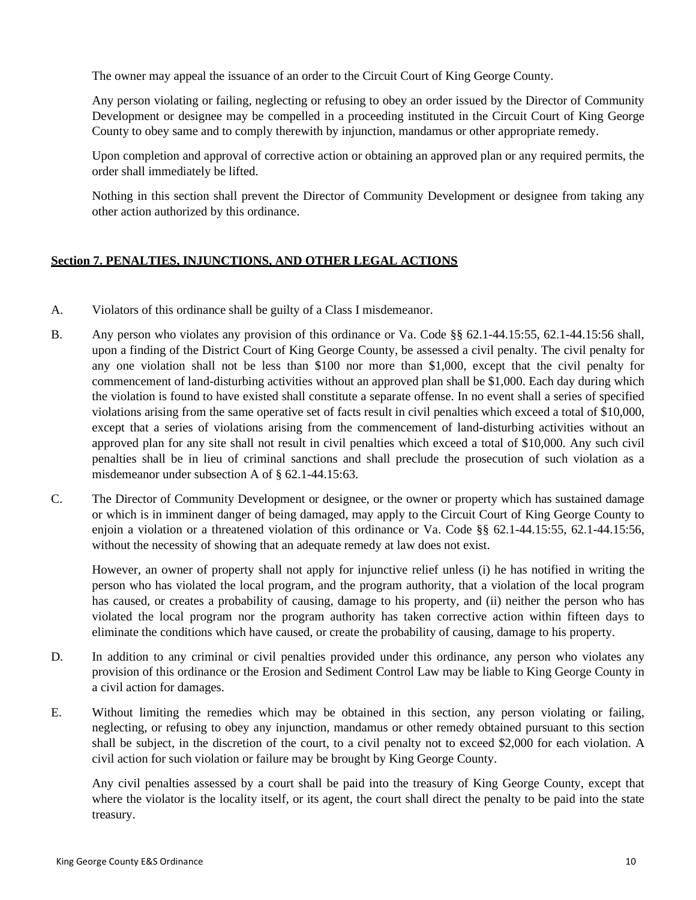The owner may appeal the issuance of an order to the Circuit Court of King George County.

Any person violating or failing, neglecting or refusing to obey an order issued by the Director of Community Development or designee may be compelled in a proceeding instituted in the Circuit Court of King George County to obey same and to comply therewith by injunction, mandamus or other appropriate remedy.

Upon completion and approval of corrective action or obtaining an approved plan or any required permits, the order shall immediately be lifted.

Nothing in this section shall prevent the Director of Community Development or designee from taking any other action authorized by this ordinance.

## Section 7. PENALTIES, INJUNCTIONS, AND OTHER LEGAL ACTIONS

A. Violators of this ordinance shall be guilty of a Class I misdemeanor.

B. Any person who violates any provision of this ordinance or Va. Code §§ 62.1-44.15:55, 62.1-44.15:56 shall, upon a finding of the District Court of King George County, be assessed a civil penalty. The civil penalty for any one violation shall not be less than $100 nor more than $1,000, except that the civil penalty for commencement of land-disturbing activities without an approved plan shall be $1,000. Each day during which the violation is found to have existed shall constitute a separate offense. In no event shall a series of specified violations arising from the same operative set of facts result in civil penalties which exceed a total of $10,000, except that a series of violations arising from the commencement of land-disturbing activities without an approved plan for any site shall not result in civil penalties which exceed a total of $10,000. Any such civil penalties shall be in lieu of criminal sanctions and shall preclude the prosecution of such violation as a misdemeanor under subsection A of § 62.1-44.15:63.

C. The Director of Community Development or designee, or the owner or property which has sustained damage or which is in imminent danger of being damaged, may apply to the Circuit Court of King George County to enjoin a violation or a threatened violation of this ordinance or Va. Code §§ 62.1-44.15:55, 62.1-44.15:56, without the necessity of showing that an adequate remedy at law does not exist.

   However, an owner of property shall not apply for injunctive relief unless (i) he has notified in writing the person who has violated the local program, and the program authority, that a violation of the local program has caused, or creates a probability of causing, damage to his property, and (ii) neither the person who has violated the local program nor the program authority has taken corrective action within fifteen days to eliminate the conditions which have caused, or create the probability of causing, damage to his property.

D. In addition to any criminal or civil penalties provided under this ordinance, any person who violates any provision of this ordinance or the Erosion and Sediment Control Law may be liable to King George County in a civil action for damages.

E. Without limiting the remedies which may be obtained in this section, any person violating or failing, neglecting, or refusing to obey any injunction, mandamus or other remedy obtained pursuant to this section shall be subject, in the discretion of the court, to a civil penalty not to exceed $2,000 for each violation. A civil action for such violation or failure may be brought by King George County.

   Any civil penalties assessed by a court shall be paid into the treasury of King George County, except that where the violator is the locality itself, or its agent, the court shall direct the penalty to be paid into the state treasury.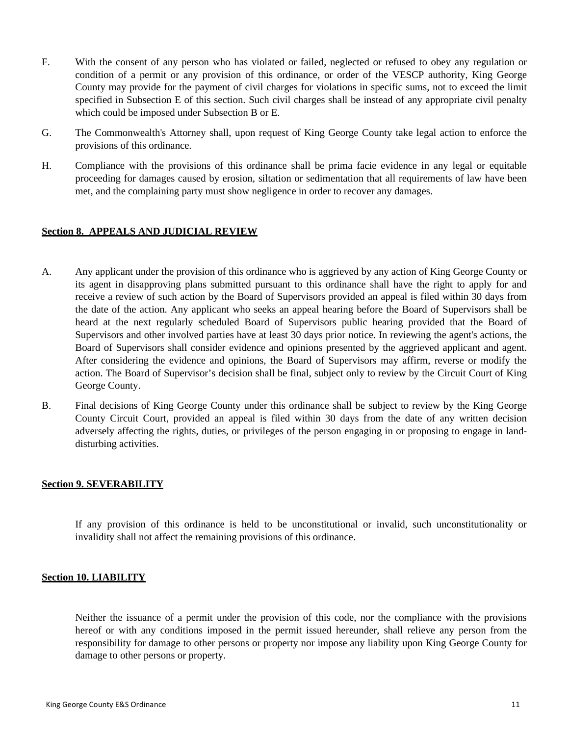F. With the consent of any person who has violated or failed, neglected or refused to obey any regulation or condition of a permit or any provision of this ordinance, or order of the VESCP authority, King George County may provide for the payment of civil charges for violations in specific sums, not to exceed the limit specified in Subsection E of this section. Such civil charges shall be instead of any appropriate civil penalty which could be imposed under Subsection B or E.

G. The Commonwealth's Attorney shall, upon request of King George County take legal action to enforce the provisions of this ordinance.

H. Compliance with the provisions of this ordinance shall be prima facie evidence in any legal or equitable proceeding for damages caused by erosion, siltation or sedimentation that all requirements of law have been met, and the complaining party must show negligence in order to recover any damages.

## Section 8. APPEALS AND JUDICIAL REVIEW

A. Any applicant under the provision of this ordinance who is aggrieved by any action of King George County or its agent in disapproving plans submitted pursuant to this ordinance shall have the right to apply for and receive a review of such action by the Board of Supervisors provided an appeal is filed within 30 days from the date of the action. Any applicant who seeks an appeal hearing before the Board of Supervisors shall be heard at the next regularly scheduled Board of Supervisors public hearing provided that the Board of Supervisors and other involved parties have at least 30 days prior notice. In reviewing the agent's actions, the Board of Supervisors shall consider evidence and opinions presented by the aggrieved applicant and agent. After considering the evidence and opinions, the Board of Supervisors may affirm, reverse or modify the action. The Board of Supervisor's decision shall be final, subject only to review by the Circuit Court of King George County.

B. Final decisions of King George County under this ordinance shall be subject to review by the King George County Circuit Court, provided an appeal is filed within 30 days from the date of any written decision adversely affecting the rights, duties, or privileges of the person engaging in or proposing to engage in land-disturbing activities.

## Section 9. SEVERABILITY

If any provision of this ordinance is held to be unconstitutional or invalid, such unconstitutionality or invalidity shall not affect the remaining provisions of this ordinance.

## Section 10. LIABILITY

Neither the issuance of a permit under the provision of this code, nor the compliance with the provisions hereof or with any conditions imposed in the permit issued hereunder, shall relieve any person from the responsibility for damage to other persons or property nor impose any liability upon King George County for damage to other persons or property.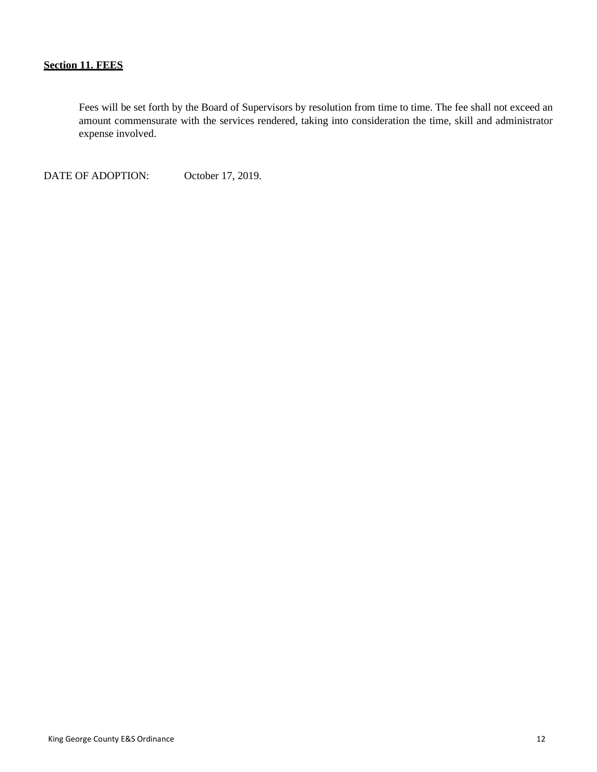**Section 11. FEES**

Fees will be set forth by the Board of Supervisors by resolution from time to time. The fee shall not exceed an amount commensurate with the services rendered, taking into consideration the time, skill and administrator expense involved.

DATE OF ADOPTION: October 17, 2019.